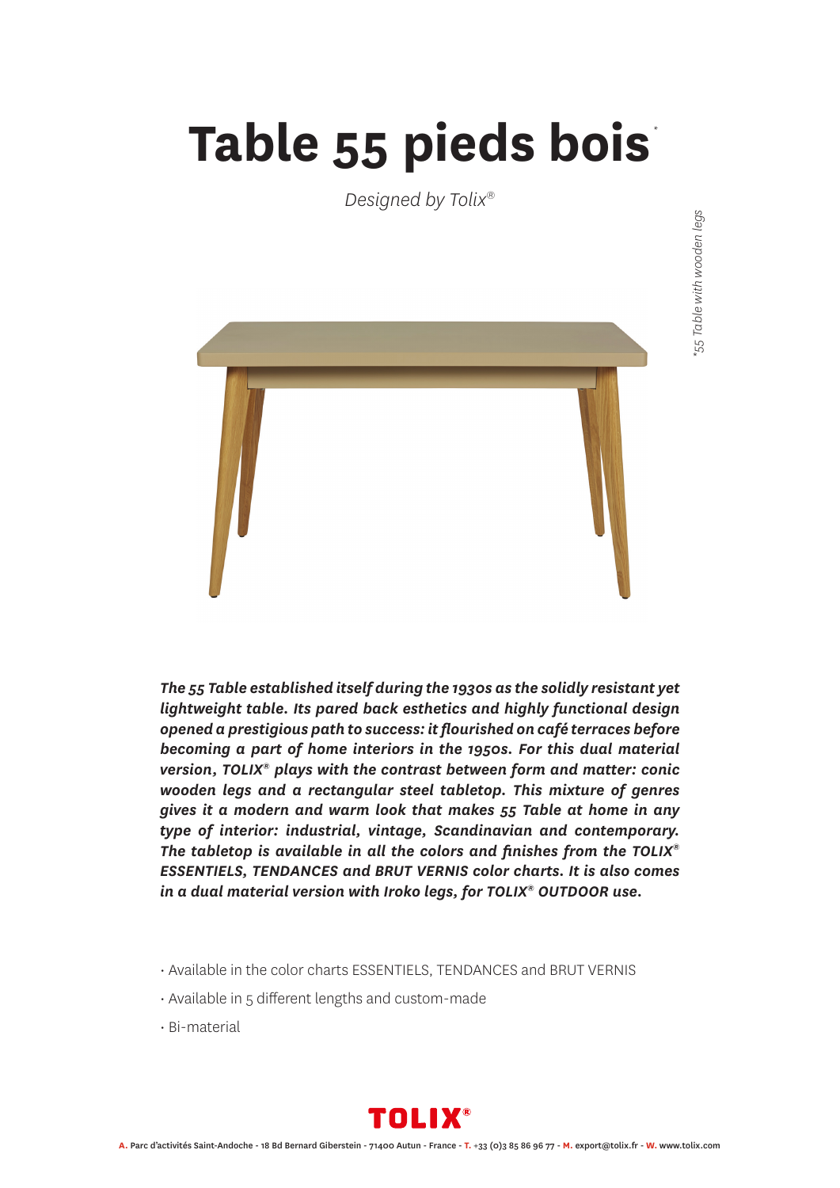# Table 55 pieds bois*

*Designed by Tolix®*

*\*55 Table with wooden legs*

***The 55 Table established itself during the 1930s as the solidly resistant yet lightweight table. Its pared back esthetics and highly functional design opened a prestigious path to success: it flourished on café terraces before becoming a part of home interiors in the 1950s. For this dual material version, TOLIX® plays with the contrast between form and matter: conic wooden legs and a rectangular steel tabletop. This mixture of genres gives it a modern and warm look that makes 55 Table at home in any type of interior: industrial, vintage, Scandinavian and contemporary. The tabletop is available in all the colors and finishes from the TOLIX® ESSENTIELS, TENDANCES and BRUT VERNIS color charts. It is also comes in a dual material version with Iroko legs, for TOLIX® OUTDOOR use.***

- Available in the color charts ESSENTIELS, TENDANCES and BRUT VERNIS
- Available in 5 different lengths and custom-made
- Bi-material

**TOLIX®**

A. Parc d'activités Saint-Andoche - 18 Bd Bernard Giberstein - 71400 Autun - France - T. +33 (0)3 85 86 96 77 - M. export@tolix.fr - W. www.tolix.com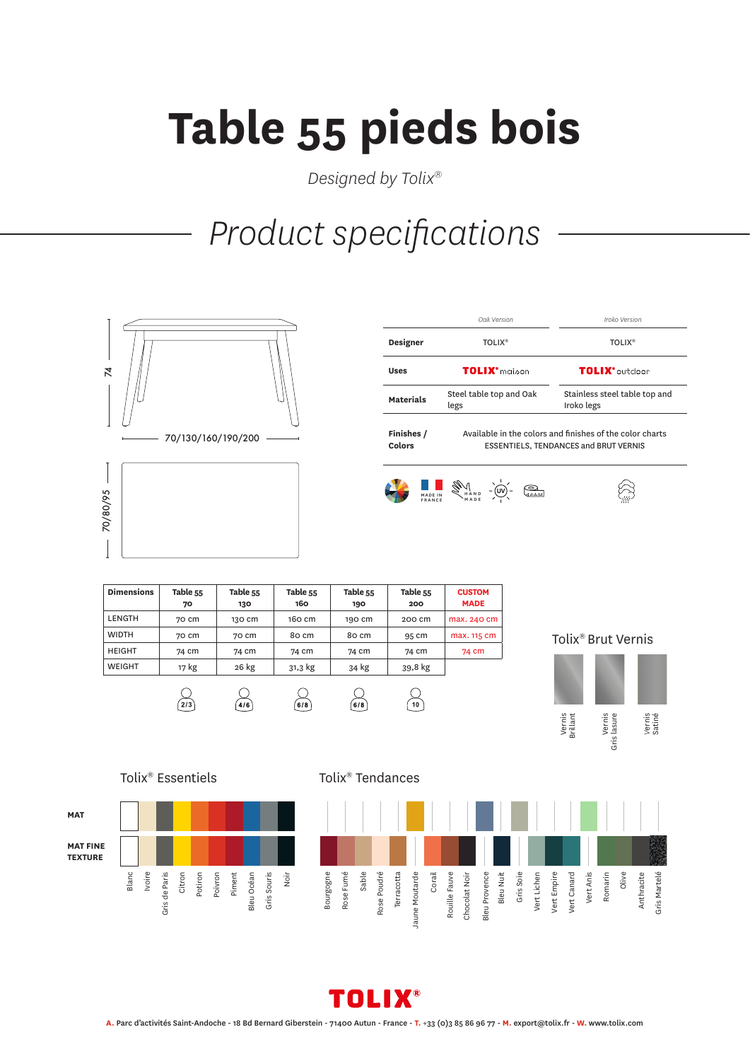# Table 55 pieds bois

*Designed by Tolix®*

## *Product specifications*

74

70/130/160/190/200

70/80/95

| | Oak Version | Iroko Version |
|---|---|---|
| **Designer** | TOLIX® | TOLIX® |
| **Uses** | TOLIX® maison | TOLIX® outdoor |
| **Materials** | Steel table top and Oak legs | Stainless steel table top and Iroko legs |
| **Finishes / Colors** | Available in the colors and finishes of the color charts ESSENTIELS, TENDANCES and BRUT VERNIS | |

MADE IN FRANCE · HAND MADE · UV

| Dimensions | Table 55 70 | Table 55 130 | Table 55 160 | Table 55 190 | Table 55 200 | CUSTOM MADE |
|---|---|---|---|---|---|---|
| LENGTH | 70 cm | 130 cm | 160 cm | 190 cm | 200 cm | max. 240 cm |
| WIDTH | 70 cm | 70 cm | 80 cm | 95 cm | 95 cm | max. 115 cm |
| HEIGHT | 74 cm | 74 cm | 74 cm | 74 cm | 74 cm | 74 cm |
| WEIGHT | 17 kg | 26 kg | 31,3 kg | 34 kg | 39,8 kg | |

2/3 · 4/6 · 6/8 · 6/8 · 10

### Tolix® Brut Vernis

Vernis Brillant · Vernis Gris lasure · Vernis Satiné

### Tolix® Essentiels

MAT

MAT FINE TEXTURE

Blanc · Ivoire · Gris de Paris · Citron · Potiron · Poivron · Piment · Bleu Océan · Gris Souris · Noir

### Tolix® Tendances

Bourgogne · Rose Fumé · Sable · Rose Poudré · Terracotta · Jaune Moutarde · Corail · Rouille Fauve · Chocolat Noir · Bleu Provence · Bleu Nuit · Gris Soie · Vert Lichen · Vert Empire · Vert Canard · Vert Anis · Romarin · Olive · Anthracite · Gris Martelé

TOLIX®

**A.** Parc d'activités Saint-Andoche - 18 Bd Bernard Giberstein - 71400 Autun - France - **T.** +33 (0)3 85 86 96 77 - **M.** export@tolix.fr - **W.** www.tolix.com